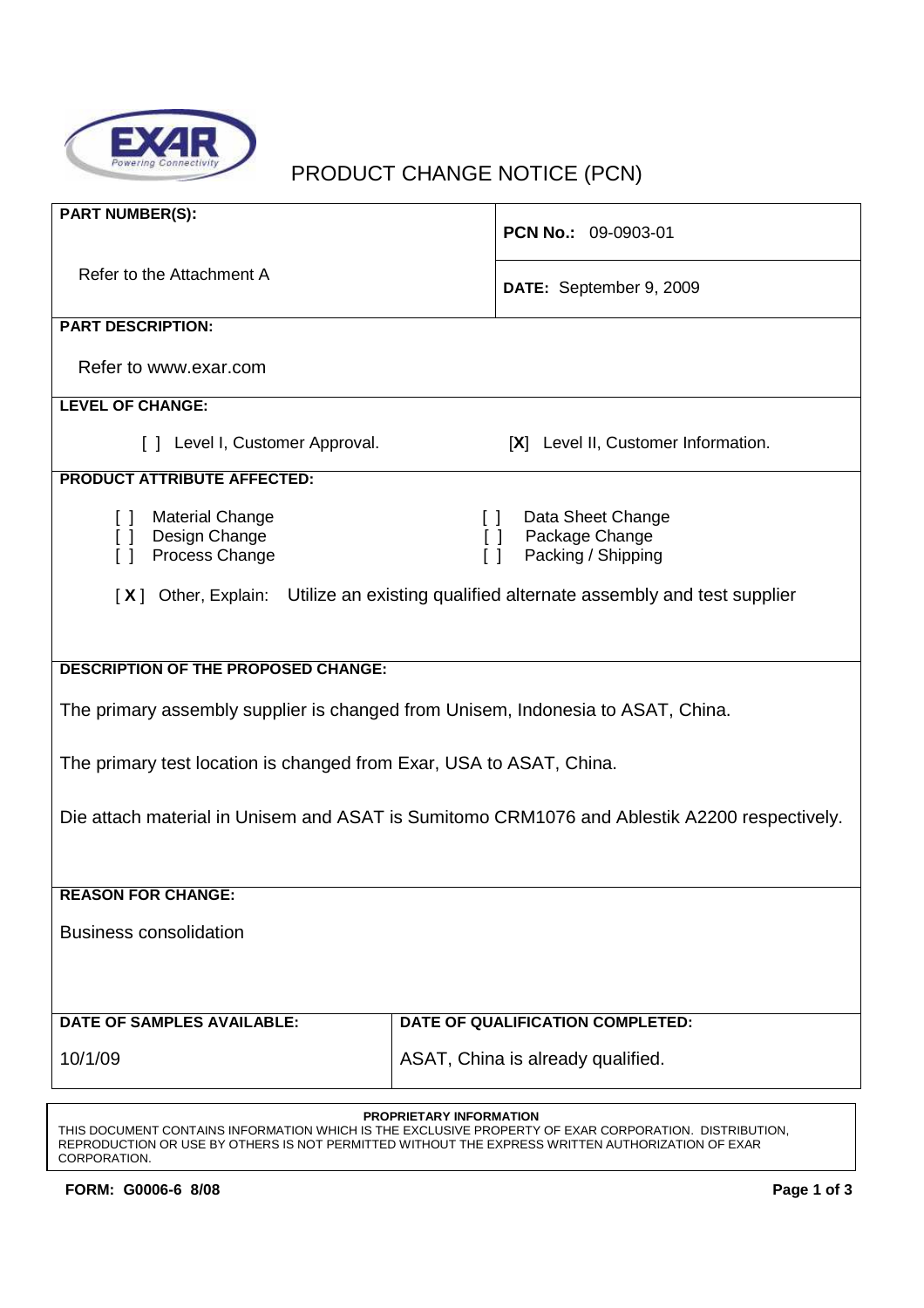EXAR
Powering Connectivity

# PRODUCT CHANGE NOTICE (PCN)

**PART NUMBER(S):**

Refer to the Attachment A

**PCN No.:** 09-0903-01

**DATE:** September 9, 2009

**PART DESCRIPTION:**

Refer to www.exar.com

**LEVEL OF CHANGE:**

[ ] Level I, Customer Approval.

[**X**] Level II, Customer Information.

**PRODUCT ATTRIBUTE AFFECTED:**

[ ] Material Change
[ ] Design Change
[ ] Process Change
[ ] Data Sheet Change
[ ] Package Change
[ ] Packing / Shipping

[ **X** ] Other, Explain: Utilize an existing qualified alternate assembly and test supplier

**DESCRIPTION OF THE PROPOSED CHANGE:**

The primary assembly supplier is changed from Unisem, Indonesia to ASAT, China.

The primary test location is changed from Exar, USA to ASAT, China.

Die attach material in Unisem and ASAT is Sumitomo CRM1076 and Ablestik A2200 respectively.

**REASON FOR CHANGE:**

Business consolidation

| DATE OF SAMPLES AVAILABLE: | DATE OF QUALIFICATION COMPLETED: |
| --- | --- |
| 10/1/09 | ASAT, China is already qualified. |

**PROPRIETARY INFORMATION**
THIS DOCUMENT CONTAINS INFORMATION WHICH IS THE EXCLUSIVE PROPERTY OF EXAR CORPORATION. DISTRIBUTION, REPRODUCTION OR USE BY OTHERS IS NOT PERMITTED WITHOUT THE EXPRESS WRITTEN AUTHORIZATION OF EXAR CORPORATION.

**FORM: G0006-6 8/08**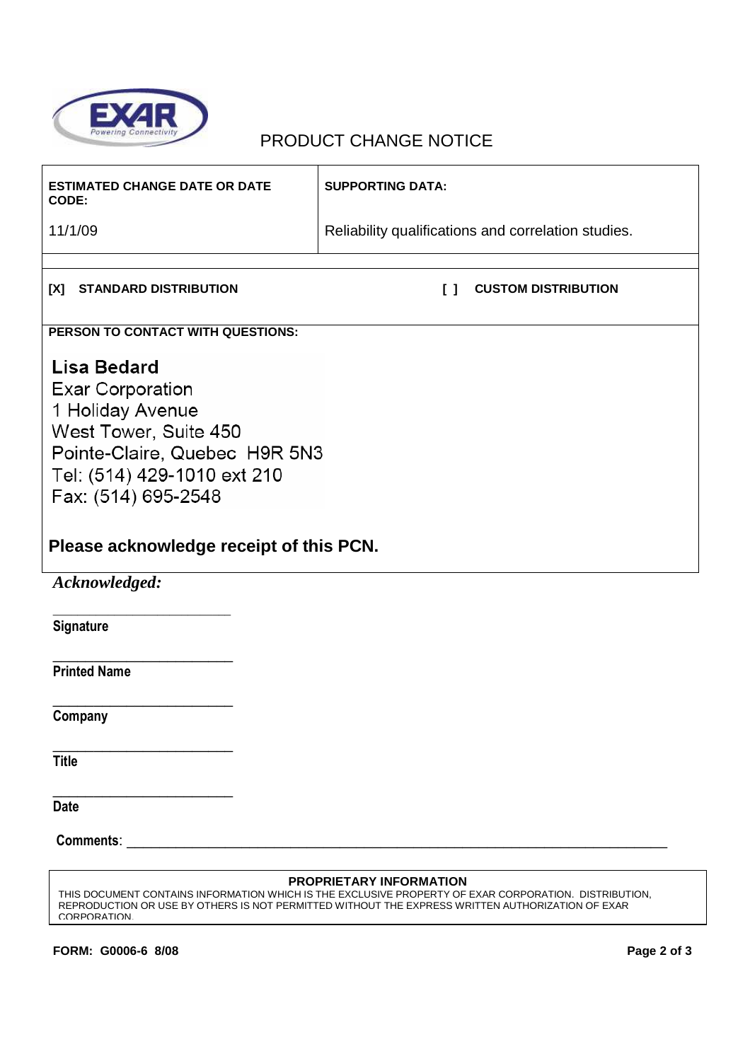EXAR Powering Connectivity

# PRODUCT CHANGE NOTICE

| ESTIMATED CHANGE DATE OR DATE CODE: | SUPPORTING DATA: |
|---|---|
| 11/1/09 | Reliability qualifications and correlation studies. |

**[X] STANDARD DISTRIBUTION** **[ ] CUSTOM DISTRIBUTION**

**PERSON TO CONTACT WITH QUESTIONS:**

**Lisa Bedard**
Exar Corporation
1 Holiday Avenue
West Tower, Suite 450
Pointe-Claire, Quebec H9R 5N3
Tel: (514) 429-1010 ext 210
Fax: (514) 695-2548

**Please acknowledge receipt of this PCN.**

***Acknowledged:***

\_\_\_\_\_\_\_\_\_\_\_\_\_\_\_\_\_\_\_\_\_\_\_\_\_\_
**Signature**

\_\_\_\_\_\_\_\_\_\_\_\_\_\_\_\_\_\_\_\_\_\_\_\_\_\_
**Printed Name**

\_\_\_\_\_\_\_\_\_\_\_\_\_\_\_\_\_\_\_\_\_\_\_\_\_\_
**Company**

\_\_\_\_\_\_\_\_\_\_\_\_\_\_\_\_\_\_\_\_\_\_\_\_\_\_
**Title**

\_\_\_\_\_\_\_\_\_\_\_\_\_\_\_\_\_\_\_\_\_\_\_\_\_\_
**Date**

**Comments**: \_\_\_\_\_\_\_\_\_\_\_\_\_\_\_\_\_\_\_\_\_\_\_\_\_\_\_\_\_\_\_\_\_\_\_\_\_\_\_\_\_\_\_\_\_\_\_\_\_\_\_\_\_\_\_\_\_\_\_\_\_\_\_\_\_\_\_\_\_\_

**PROPRIETARY INFORMATION**

THIS DOCUMENT CONTAINS INFORMATION WHICH IS THE EXCLUSIVE PROPERTY OF EXAR CORPORATION. DISTRIBUTION, REPRODUCTION OR USE BY OTHERS IS NOT PERMITTED WITHOUT THE EXPRESS WRITTEN AUTHORIZATION OF EXAR CORPORATION.

**FORM: G0006-6 8/08**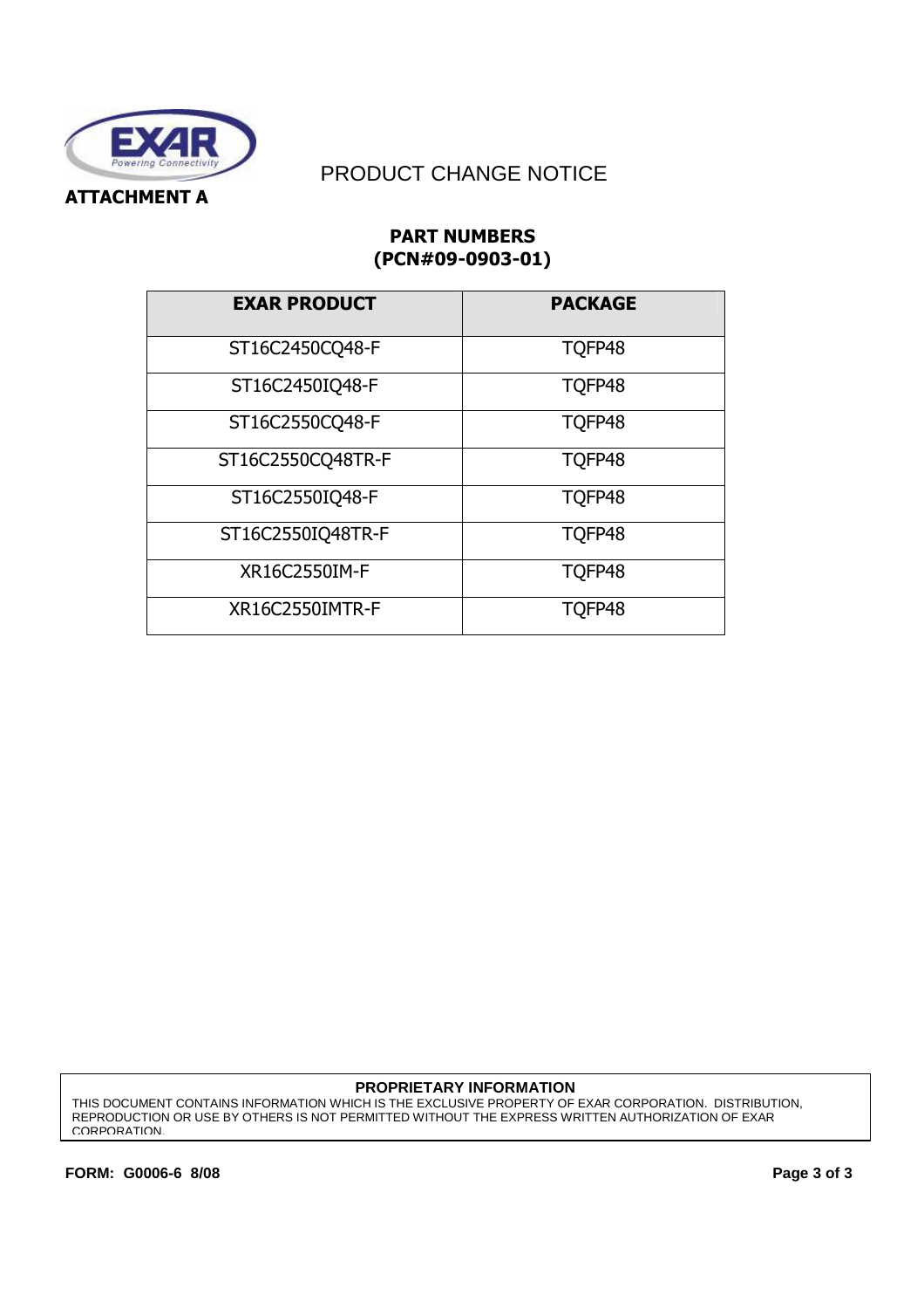**ATTACHMENT A**

# PRODUCT CHANGE NOTICE

## PART NUMBERS
## (PCN#09-0903-01)

| EXAR PRODUCT | PACKAGE |
|---|---|
| ST16C2450CQ48-F | TQFP48 |
| ST16C2450IQ48-F | TQFP48 |
| ST16C2550CQ48-F | TQFP48 |
| ST16C2550CQ48TR-F | TQFP48 |
| ST16C2550IQ48-F | TQFP48 |
| ST16C2550IQ48TR-F | TQFP48 |
| XR16C2550IM-F | TQFP48 |
| XR16C2550IMTR-F | TQFP48 |

**PROPRIETARY INFORMATION**

THIS DOCUMENT CONTAINS INFORMATION WHICH IS THE EXCLUSIVE PROPERTY OF EXAR CORPORATION. DISTRIBUTION, REPRODUCTION OR USE BY OTHERS IS NOT PERMITTED WITHOUT THE EXPRESS WRITTEN AUTHORIZATION OF EXAR CORPORATION.

**FORM: G0006-6 8/08**